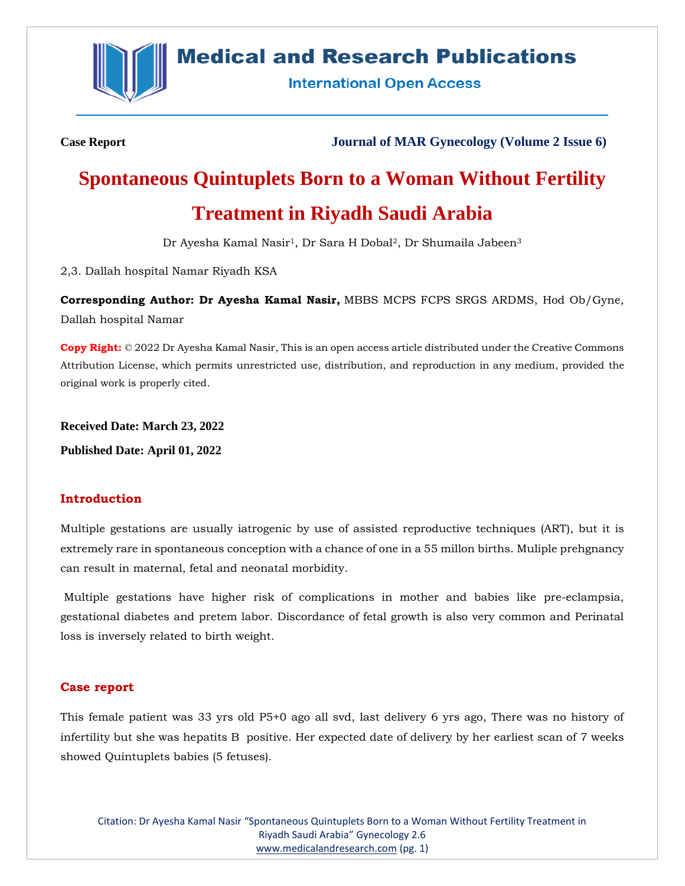Case Report

Journal of MAR Gynecology (Volume 2 Issue 6)

# Spontaneous Quintuplets Born to a Woman Without Fertility Treatment in Riyadh Saudi Arabia

Dr Ayesha Kamal Nasir[1], Dr Sara H Dobal[2], Dr Shumaila Jabeen[3]

2,3. Dallah hospital Namar Riyadh KSA

**Corresponding Author: Dr Ayesha Kamal Nasir,** MBBS MCPS FCPS SRGS ARDMS, Hod Ob/Gyne, Dallah hospital Namar

**Copy Right:** © 2022 Dr Ayesha Kamal Nasir, This is an open access article distributed under the Creative Commons Attribution License, which permits unrestricted use, distribution, and reproduction in any medium, provided the original work is properly cited.

**Received Date: March 23, 2022**

**Published Date: April 01, 2022**

## Introduction

Multiple gestations are usually iatrogenic by use of assisted reproductive techniques (ART), but it is extremely rare in spontaneous conception with a chance of one in a 55 millon births. Muliple prehgnancy can result in maternal, fetal and neonatal morbidity.

Multiple gestations have higher risk of complications in mother and babies like pre-eclampsia, gestational diabetes and pretem labor. Discordance of fetal growth is also very common and Perinatal loss is inversely related to birth weight.

## Case report

This female patient was 33 yrs old P5+0 ago all svd, last delivery 6 yrs ago, There was no history of infertility but she was hepatits B positive. Her expected date of delivery by her earliest scan of 7 weeks showed Quintuplets babies (5 fetuses).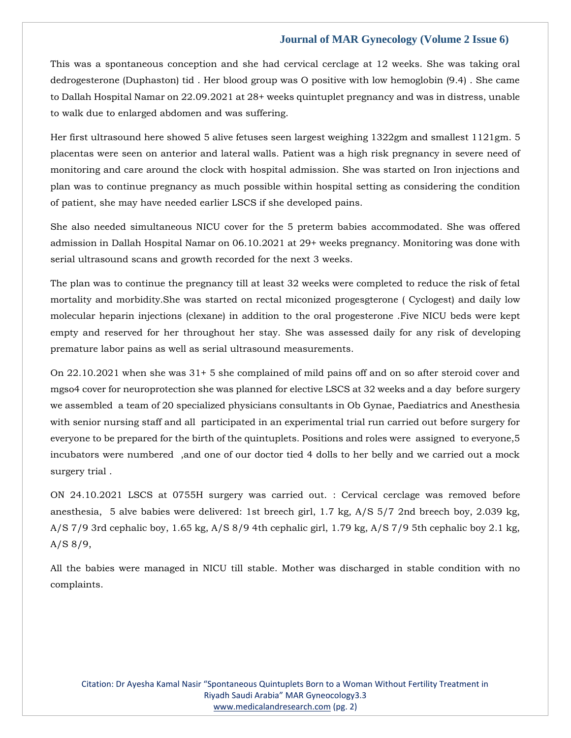This was a spontaneous conception and she had cervical cerclage at 12 weeks. She was taking oral dedrogesterone (Duphaston) tid . Her blood group was O positive with low hemoglobin (9.4) . She came to Dallah Hospital Namar on 22.09.2021 at 28+ weeks quintuplet pregnancy and was in distress, unable to walk due to enlarged abdomen and was suffering.

Her first ultrasound here showed 5 alive fetuses seen largest weighing 1322gm and smallest 1121gm. 5 placentas were seen on anterior and lateral walls. Patient was a high risk pregnancy in severe need of monitoring and care around the clock with hospital admission. She was started on Iron injections and plan was to continue pregnancy as much possible within hospital setting as considering the condition of patient, she may have needed earlier LSCS if she developed pains.

She also needed simultaneous NICU cover for the 5 preterm babies accommodated. She was offered admission in Dallah Hospital Namar on 06.10.2021 at 29+ weeks pregnancy. Monitoring was done with serial ultrasound scans and growth recorded for the next 3 weeks.

The plan was to continue the pregnancy till at least 32 weeks were completed to reduce the risk of fetal mortality and morbidity.She was started on rectal miconized progesgterone ( Cyclogest) and daily low molecular heparin injections (clexane) in addition to the oral progesterone .Five NICU beds were kept empty and reserved for her throughout her stay. She was assessed daily for any risk of developing premature labor pains as well as serial ultrasound measurements.

On 22.10.2021 when she was 31+ 5 she complained of mild pains off and on so after steroid cover and mgso4 cover for neuroprotection she was planned for elective LSCS at 32 weeks and a day before surgery we assembled a team of 20 specialized physicians consultants in Ob Gynae, Paediatrics and Anesthesia with senior nursing staff and all participated in an experimental trial run carried out before surgery for everyone to be prepared for the birth of the quintuplets. Positions and roles were assigned to everyone,5 incubators were numbered ,and one of our doctor tied 4 dolls to her belly and we carried out a mock surgery trial .

ON 24.10.2021 LSCS at 0755H surgery was carried out. : Cervical cerclage was removed before anesthesia, 5 alve babies were delivered: 1st breech girl, 1.7 kg, A/S 5/7 2nd breech boy, 2.039 kg, A/S 7/9 3rd cephalic boy, 1.65 kg, A/S 8/9 4th cephalic girl, 1.79 kg, A/S 7/9 5th cephalic boy 2.1 kg, A/S 8/9,

All the babies were managed in NICU till stable. Mother was discharged in stable condition with no complaints.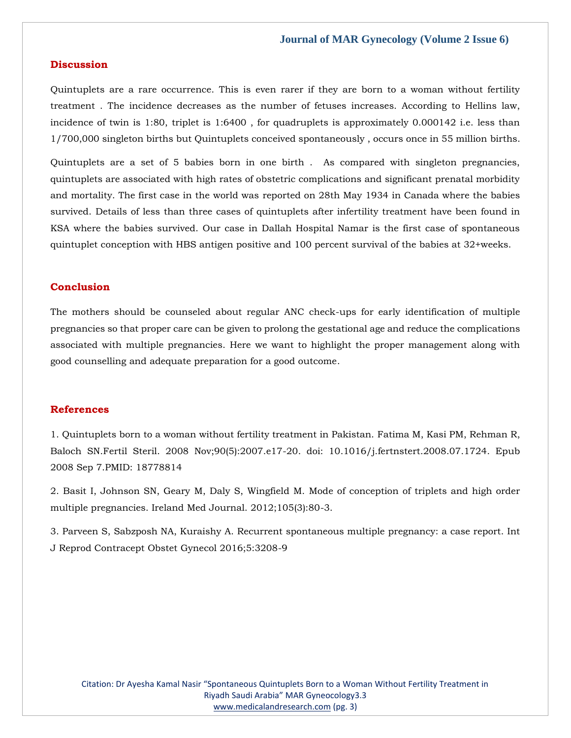## Discussion

Quintuplets are a rare occurrence. This is even rarer if they are born to a woman without fertility treatment . The incidence decreases as the number of fetuses increases. According to Hellins law, incidence of twin is 1:80, triplet is 1:6400 , for quadruplets is approximately 0.000142 i.e. less than 1/700,000 singleton births but Quintuplets conceived spontaneously , occurs once in 55 million births.

Quintuplets are a set of 5 babies born in one birth . As compared with singleton pregnancies, quintuplets are associated with high rates of obstetric complications and significant prenatal morbidity and mortality. The first case in the world was reported on 28th May 1934 in Canada where the babies survived. Details of less than three cases of quintuplets after infertility treatment have been found in KSA where the babies survived. Our case in Dallah Hospital Namar is the first case of spontaneous quintuplet conception with HBS antigen positive and 100 percent survival of the babies at 32+weeks.

## Conclusion

The mothers should be counseled about regular ANC check-ups for early identification of multiple pregnancies so that proper care can be given to prolong the gestational age and reduce the complications associated with multiple pregnancies. Here we want to highlight the proper management along with good counselling and adequate preparation for a good outcome.

## References

1. Quintuplets born to a woman without fertility treatment in Pakistan. Fatima M, Kasi PM, Rehman R, Baloch SN.Fertil Steril. 2008 Nov;90(5):2007.e17-20. doi: 10.1016/j.fertnstert.2008.07.1724. Epub 2008 Sep 7.PMID: 18778814

2. Basit I, Johnson SN, Geary M, Daly S, Wingfield M. Mode of conception of triplets and high order multiple pregnancies. Ireland Med Journal. 2012;105(3):80-3.

3. Parveen S, Sabzposh NA, Kuraishy A. Recurrent spontaneous multiple pregnancy: a case report. Int J Reprod Contracept Obstet Gynecol 2016;5:3208-9